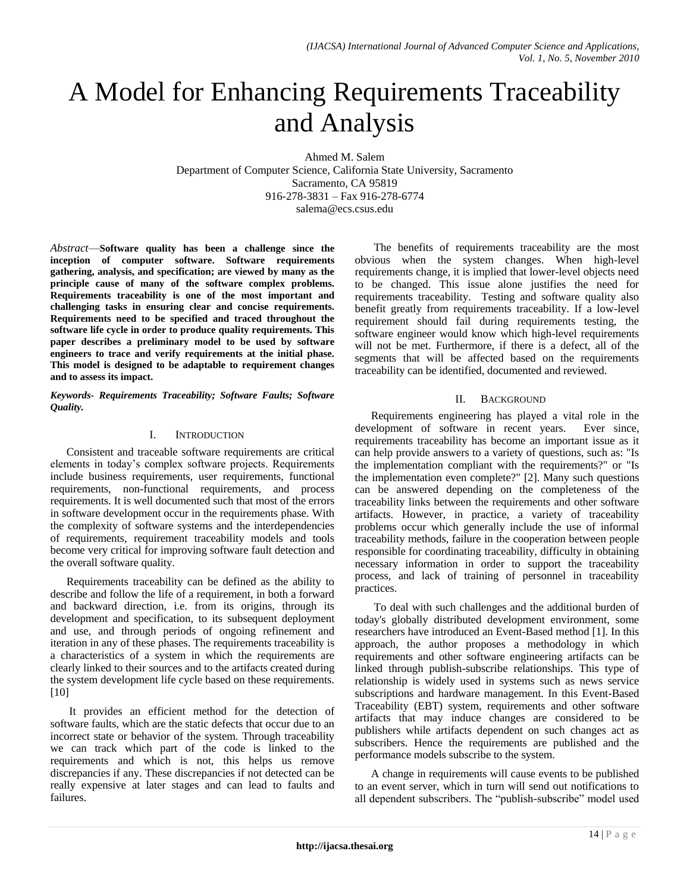# A Model for Enhancing Requirements Traceability and Analysis

Ahmed M. Salem
Department of Computer Science, California State University, Sacramento
Sacramento, CA 95819
916-278-3831 – Fax 916-278-6774
salema@ecs.csus.edu

*Abstract*—**Software quality has been a challenge since the inception of computer software. Software requirements gathering, analysis, and specification; are viewed by many as the principle cause of many of the software complex problems. Requirements traceability is one of the most important and challenging tasks in ensuring clear and concise requirements. Requirements need to be specified and traced throughout the software life cycle in order to produce quality requirements. This paper describes a preliminary model to be used by software engineers to trace and verify requirements at the initial phase. This model is designed to be adaptable to requirement changes and to assess its impact.**

***Keywords- Requirements Traceability; Software Faults; Software Quality.***

## I. Introduction

Consistent and traceable software requirements are critical elements in today's complex software projects. Requirements include business requirements, user requirements, functional requirements, non-functional requirements, and process requirements. It is well documented such that most of the errors in software development occur in the requirements phase. With the complexity of software systems and the interdependencies of requirements, requirement traceability models and tools become very critical for improving software fault detection and the overall software quality.

Requirements traceability can be defined as the ability to describe and follow the life of a requirement, in both a forward and backward direction, i.e. from its origins, through its development and specification, to its subsequent deployment and use, and through periods of ongoing refinement and iteration in any of these phases. The requirements traceability is a characteristics of a system in which the requirements are clearly linked to their sources and to the artifacts created during the system development life cycle based on these requirements. [10]

It provides an efficient method for the detection of software faults, which are the static defects that occur due to an incorrect state or behavior of the system. Through traceability we can track which part of the code is linked to the requirements and which is not, this helps us remove discrepancies if any. These discrepancies if not detected can be really expensive at later stages and can lead to faults and failures.

The benefits of requirements traceability are the most obvious when the system changes. When high-level requirements change, it is implied that lower-level objects need to be changed. This issue alone justifies the need for requirements traceability. Testing and software quality also benefit greatly from requirements traceability. If a low-level requirement should fail during requirements testing, the software engineer would know which high-level requirements will not be met. Furthermore, if there is a defect, all of the segments that will be affected based on the requirements traceability can be identified, documented and reviewed.

## II. Background

Requirements engineering has played a vital role in the development of software in recent years. Ever since, requirements traceability has become an important issue as it can help provide answers to a variety of questions, such as: "Is the implementation compliant with the requirements?" or "Is the implementation even complete?" [2]. Many such questions can be answered depending on the completeness of the traceability links between the requirements and other software artifacts. However, in practice, a variety of traceability problems occur which generally include the use of informal traceability methods, failure in the cooperation between people responsible for coordinating traceability, difficulty in obtaining necessary information in order to support the traceability process, and lack of training of personnel in traceability practices.

To deal with such challenges and the additional burden of today's globally distributed development environment, some researchers have introduced an Event-Based method [1]. In this approach, the author proposes a methodology in which requirements and other software engineering artifacts can be linked through publish-subscribe relationships. This type of relationship is widely used in systems such as news service subscriptions and hardware management. In this Event-Based Traceability (EBT) system, requirements and other software artifacts that may induce changes are considered to be publishers while artifacts dependent on such changes act as subscribers. Hence the requirements are published and the performance models subscribe to the system.

A change in requirements will cause events to be published to an event server, which in turn will send out notifications to all dependent subscribers. The "publish-subscribe" model used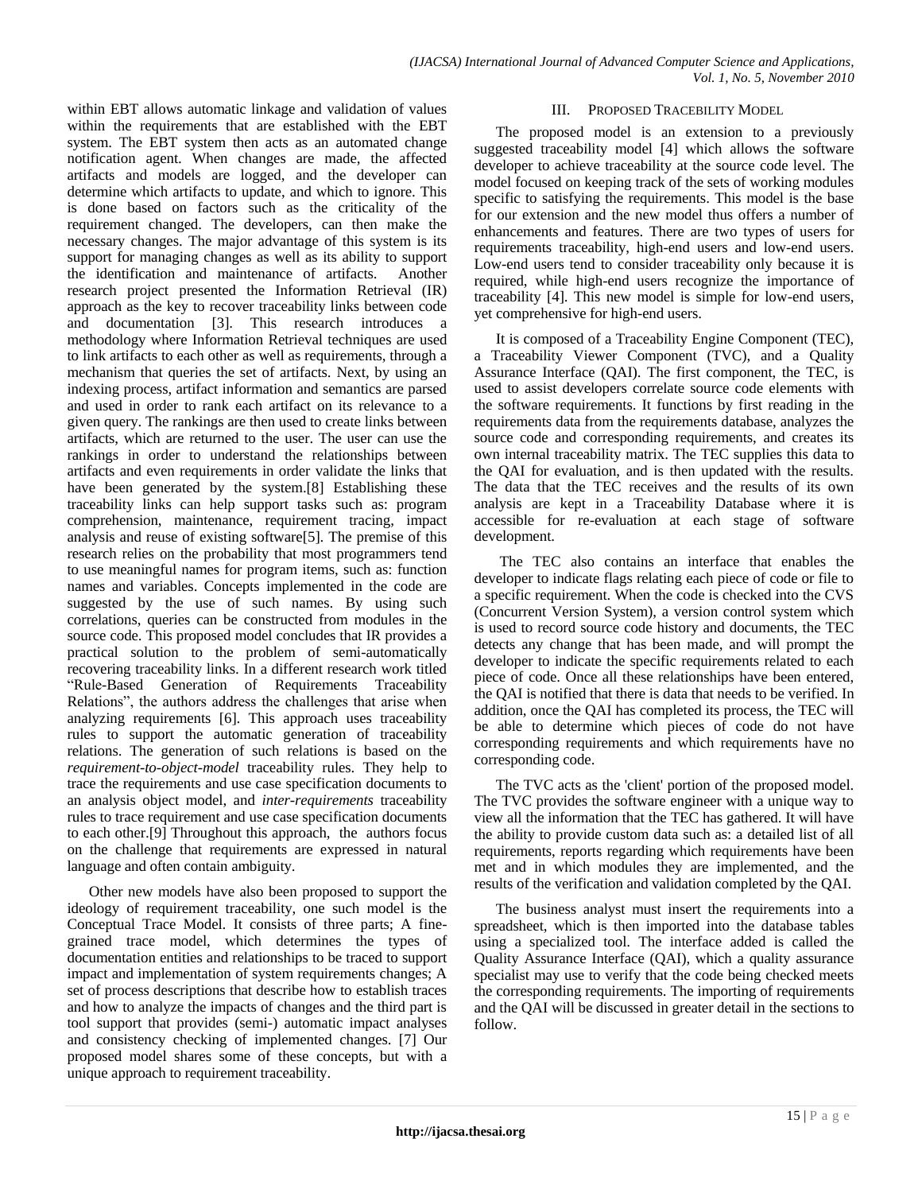within EBT allows automatic linkage and validation of values within the requirements that are established with the EBT system. The EBT system then acts as an automated change notification agent. When changes are made, the affected artifacts and models are logged, and the developer can determine which artifacts to update, and which to ignore. This is done based on factors such as the criticality of the requirement changed. The developers, can then make the necessary changes. The major advantage of this system is its support for managing changes as well as its ability to support the identification and maintenance of artifacts. Another research project presented the Information Retrieval (IR) approach as the key to recover traceability links between code and documentation [3]. This research introduces a methodology where Information Retrieval techniques are used to link artifacts to each other as well as requirements, through a mechanism that queries the set of artifacts. Next, by using an indexing process, artifact information and semantics are parsed and used in order to rank each artifact on its relevance to a given query. The rankings are then used to create links between artifacts, which are returned to the user. The user can use the rankings in order to understand the relationships between artifacts and even requirements in order validate the links that have been generated by the system.[8] Establishing these traceability links can help support tasks such as: program comprehension, maintenance, requirement tracing, impact analysis and reuse of existing software[5]. The premise of this research relies on the probability that most programmers tend to use meaningful names for program items, such as: function names and variables. Concepts implemented in the code are suggested by the use of such names. By using such correlations, queries can be constructed from modules in the source code. This proposed model concludes that IR provides a practical solution to the problem of semi-automatically recovering traceability links. In a different research work titled "Rule-Based Generation of Requirements Traceability Relations", the authors address the challenges that arise when analyzing requirements [6]. This approach uses traceability rules to support the automatic generation of traceability relations. The generation of such relations is based on the *requirement-to-object-model* traceability rules. They help to trace the requirements and use case specification documents to an analysis object model, and *inter-requirements* traceability rules to trace requirement and use case specification documents to each other.[9] Throughout this approach, the authors focus on the challenge that requirements are expressed in natural language and often contain ambiguity.

Other new models have also been proposed to support the ideology of requirement traceability, one such model is the Conceptual Trace Model. It consists of three parts; A fine-grained trace model, which determines the types of documentation entities and relationships to be traced to support impact and implementation of system requirements changes; A set of process descriptions that describe how to establish traces and how to analyze the impacts of changes and the third part is tool support that provides (semi-) automatic impact analyses and consistency checking of implemented changes. [7] Our proposed model shares some of these concepts, but with a unique approach to requirement traceability.

## III. Proposed Tracebility Model

The proposed model is an extension to a previously suggested traceability model [4] which allows the software developer to achieve traceability at the source code level. The model focused on keeping track of the sets of working modules specific to satisfying the requirements. This model is the base for our extension and the new model thus offers a number of enhancements and features. There are two types of users for requirements traceability, high-end users and low-end users. Low-end users tend to consider traceability only because it is required, while high-end users recognize the importance of traceability [4]. This new model is simple for low-end users, yet comprehensive for high-end users.

It is composed of a Traceability Engine Component (TEC), a Traceability Viewer Component (TVC), and a Quality Assurance Interface (QAI). The first component, the TEC, is used to assist developers correlate source code elements with the software requirements. It functions by first reading in the requirements data from the requirements database, analyzes the source code and corresponding requirements, and creates its own internal traceability matrix. The TEC supplies this data to the QAI for evaluation, and is then updated with the results. The data that the TEC receives and the results of its own analysis are kept in a Traceability Database where it is accessible for re-evaluation at each stage of software development.

The TEC also contains an interface that enables the developer to indicate flags relating each piece of code or file to a specific requirement. When the code is checked into the CVS (Concurrent Version System), a version control system which is used to record source code history and documents, the TEC detects any change that has been made, and will prompt the developer to indicate the specific requirements related to each piece of code. Once all these relationships have been entered, the QAI is notified that there is data that needs to be verified. In addition, once the QAI has completed its process, the TEC will be able to determine which pieces of code do not have corresponding requirements and which requirements have no corresponding code.

The TVC acts as the 'client' portion of the proposed model. The TVC provides the software engineer with a unique way to view all the information that the TEC has gathered. It will have the ability to provide custom data such as: a detailed list of all requirements, reports regarding which requirements have been met and in which modules they are implemented, and the results of the verification and validation completed by the QAI.

The business analyst must insert the requirements into a spreadsheet, which is then imported into the database tables using a specialized tool. The interface added is called the Quality Assurance Interface (QAI), which a quality assurance specialist may use to verify that the code being checked meets the corresponding requirements. The importing of requirements and the QAI will be discussed in greater detail in the sections to follow.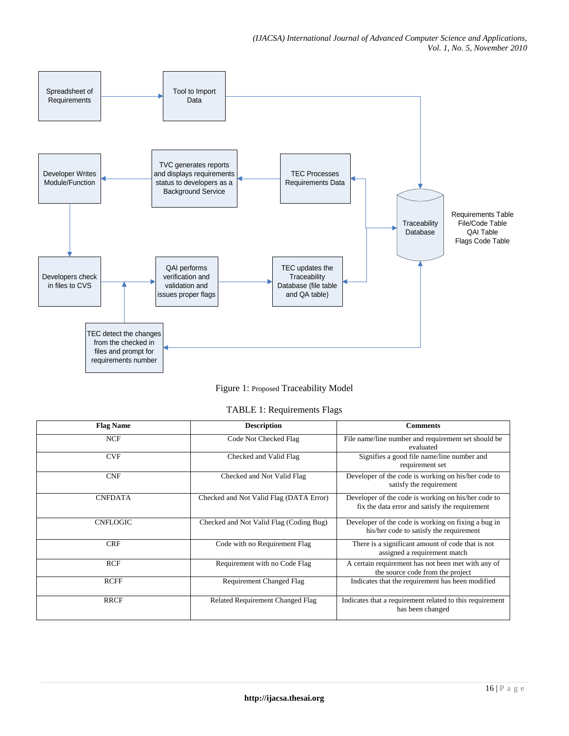Spreadsheet of Requirements

Tool to Import Data

Developer Writes Module/Function

TVC generates reports and displays requirements status to developers as a Background Service

TEC Processes Requirements Data

Traceability Database

Requirements Table
File/Code Table
QAI Table
Flags Code Table

Developers check in files to CVS

QAI performs verification and validation and issues proper flags

TEC updates the Traceability Database (file table and QA table)

TEC detect the changes from the checked in files and prompt for requirements number

Figure 1: Proposed Traceability Model

TABLE 1: Requirements Flags

| Flag Name | Description | Comments |
|---|---|---|
| NCF | Code Not Checked Flag | File name/line number and requirement set should be evaluated |
| CVF | Checked and Valid Flag | Signifies a good file name/line number and requirement set |
| CNF | Checked and Not Valid Flag | Developer of the code is working on his/her code to satisfy the requirement |
| CNFDATA | Checked and Not Valid Flag (DATA Error) | Developer of the code is working on his/her code to fix the data error and satisfy the requirement |
| CNFLOGIC | Checked and Not Valid Flag (Coding Bug) | Developer of the code is working on fixing a bug in his/her code to satisfy the requirement |
| CRF | Code with no Requirement Flag | There is a significant amount of code that is not assigned a requirement match |
| RCF | Requirement with no Code Flag | A certain requirement has not been met with any of the source code from the project |
| RCFF | Requirement Changed Flag | Indicates that the requirement has been modified |
| RRCF | Related Requirement Changed Flag | Indicates that a requirement related to this requirement has been changed |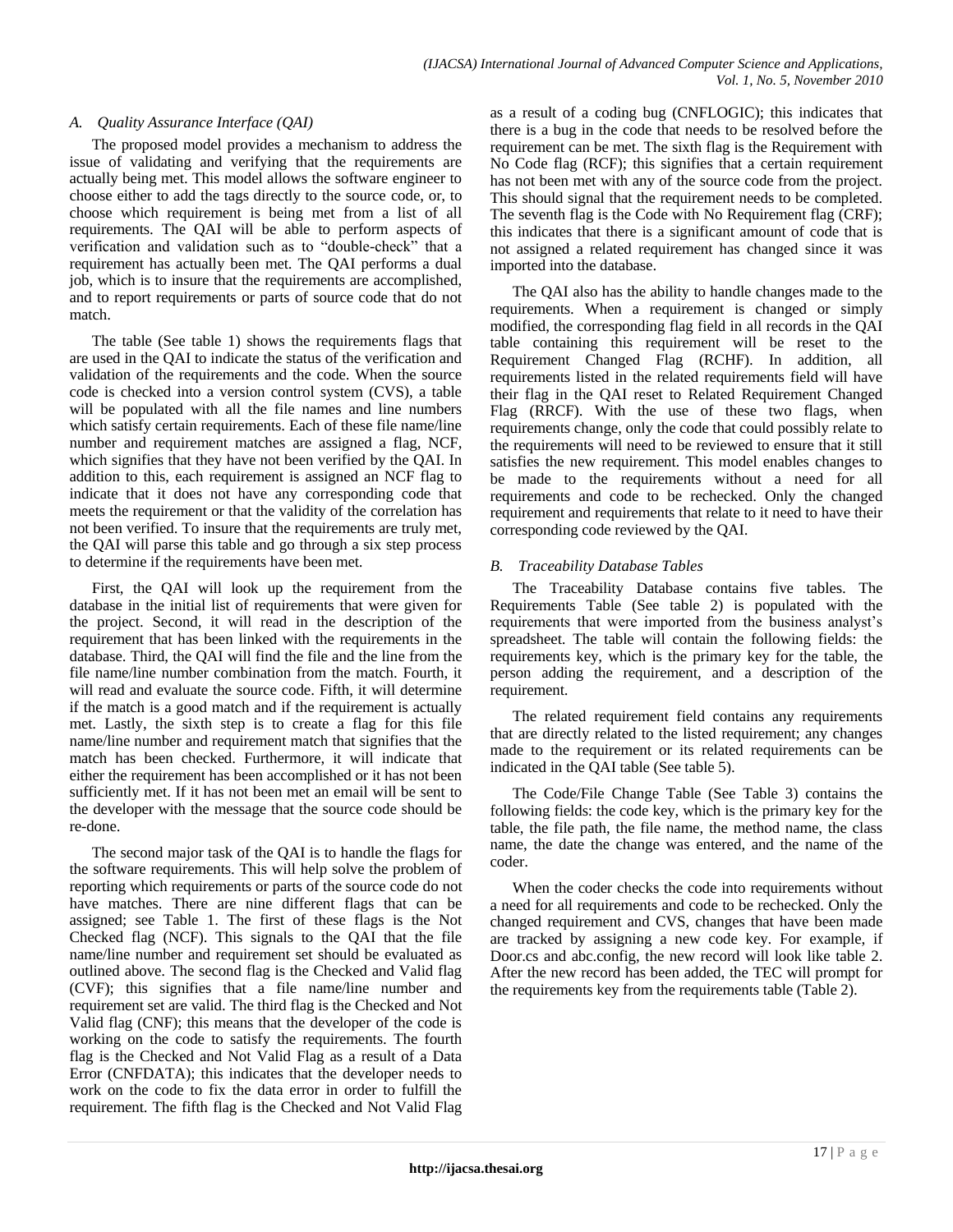### A. Quality Assurance Interface (QAI)

The proposed model provides a mechanism to address the issue of validating and verifying that the requirements are actually being met. This model allows the software engineer to choose either to add the tags directly to the source code, or, to choose which requirement is being met from a list of all requirements. The QAI will be able to perform aspects of verification and validation such as to "double-check" that a requirement has actually been met. The QAI performs a dual job, which is to insure that the requirements are accomplished, and to report requirements or parts of source code that do not match.

The table (See table 1) shows the requirements flags that are used in the QAI to indicate the status of the verification and validation of the requirements and the code. When the source code is checked into a version control system (CVS), a table will be populated with all the file names and line numbers which satisfy certain requirements. Each of these file name/line number and requirement matches are assigned a flag, NCF, which signifies that they have not been verified by the QAI. In addition to this, each requirement is assigned an NCF flag to indicate that it does not have any corresponding code that meets the requirement or that the validity of the correlation has not been verified. To insure that the requirements are truly met, the QAI will parse this table and go through a six step process to determine if the requirements have been met.

First, the QAI will look up the requirement from the database in the initial list of requirements that were given for the project. Second, it will read in the description of the requirement that has been linked with the requirements in the database. Third, the QAI will find the file and the line from the file name/line number combination from the match. Fourth, it will read and evaluate the source code. Fifth, it will determine if the match is a good match and if the requirement is actually met. Lastly, the sixth step is to create a flag for this file name/line number and requirement match that signifies that the match has been checked. Furthermore, it will indicate that either the requirement has been accomplished or it has not been sufficiently met. If it has not been met an email will be sent to the developer with the message that the source code should be re-done.

The second major task of the QAI is to handle the flags for the software requirements. This will help solve the problem of reporting which requirements or parts of the source code do not have matches. There are nine different flags that can be assigned; see Table 1. The first of these flags is the Not Checked flag (NCF). This signals to the QAI that the file name/line number and requirement set should be evaluated as outlined above. The second flag is the Checked and Valid flag (CVF); this signifies that a file name/line number and requirement set are valid. The third flag is the Checked and Not Valid flag (CNF); this means that the developer of the code is working on the code to satisfy the requirements. The fourth flag is the Checked and Not Valid Flag as a result of a Data Error (CNFDATA); this indicates that the developer needs to work on the code to fix the data error in order to fulfill the requirement. The fifth flag is the Checked and Not Valid Flag as a result of a coding bug (CNFLOGIC); this indicates that there is a bug in the code that needs to be resolved before the requirement can be met. The sixth flag is the Requirement with No Code flag (RCF); this signifies that a certain requirement has not been met with any of the source code from the project. This should signal that the requirement needs to be completed. The seventh flag is the Code with No Requirement flag (CRF); this indicates that there is a significant amount of code that is not assigned a related requirement has changed since it was imported into the database.

The QAI also has the ability to handle changes made to the requirements. When a requirement is changed or simply modified, the corresponding flag field in all records in the QAI table containing this requirement will be reset to the Requirement Changed Flag (RCHF). In addition, all requirements listed in the related requirements field will have their flag in the QAI reset to Related Requirement Changed Flag (RRCF). With the use of these two flags, when requirements change, only the code that could possibly relate to the requirements will need to be reviewed to ensure that it still satisfies the new requirement. This model enables changes to be made to the requirements without a need for all requirements and code to be rechecked. Only the changed requirement and requirements that relate to it need to have their corresponding code reviewed by the QAI.

### B. Traceability Database Tables

The Traceability Database contains five tables. The Requirements Table (See table 2) is populated with the requirements that were imported from the business analyst's spreadsheet. The table will contain the following fields: the requirements key, which is the primary key for the table, the person adding the requirement, and a description of the requirement.

The related requirement field contains any requirements that are directly related to the listed requirement; any changes made to the requirement or its related requirements can be indicated in the QAI table (See table 5).

The Code/File Change Table (See Table 3) contains the following fields: the code key, which is the primary key for the table, the file path, the file name, the method name, the class name, the date the change was entered, and the name of the coder.

When the coder checks the code into requirements without a need for all requirements and code to be rechecked. Only the changed requirement and CVS, changes that have been made are tracked by assigning a new code key. For example, if Door.cs and abc.config, the new record will look like table 2. After the new record has been added, the TEC will prompt for the requirements key from the requirements table (Table 2).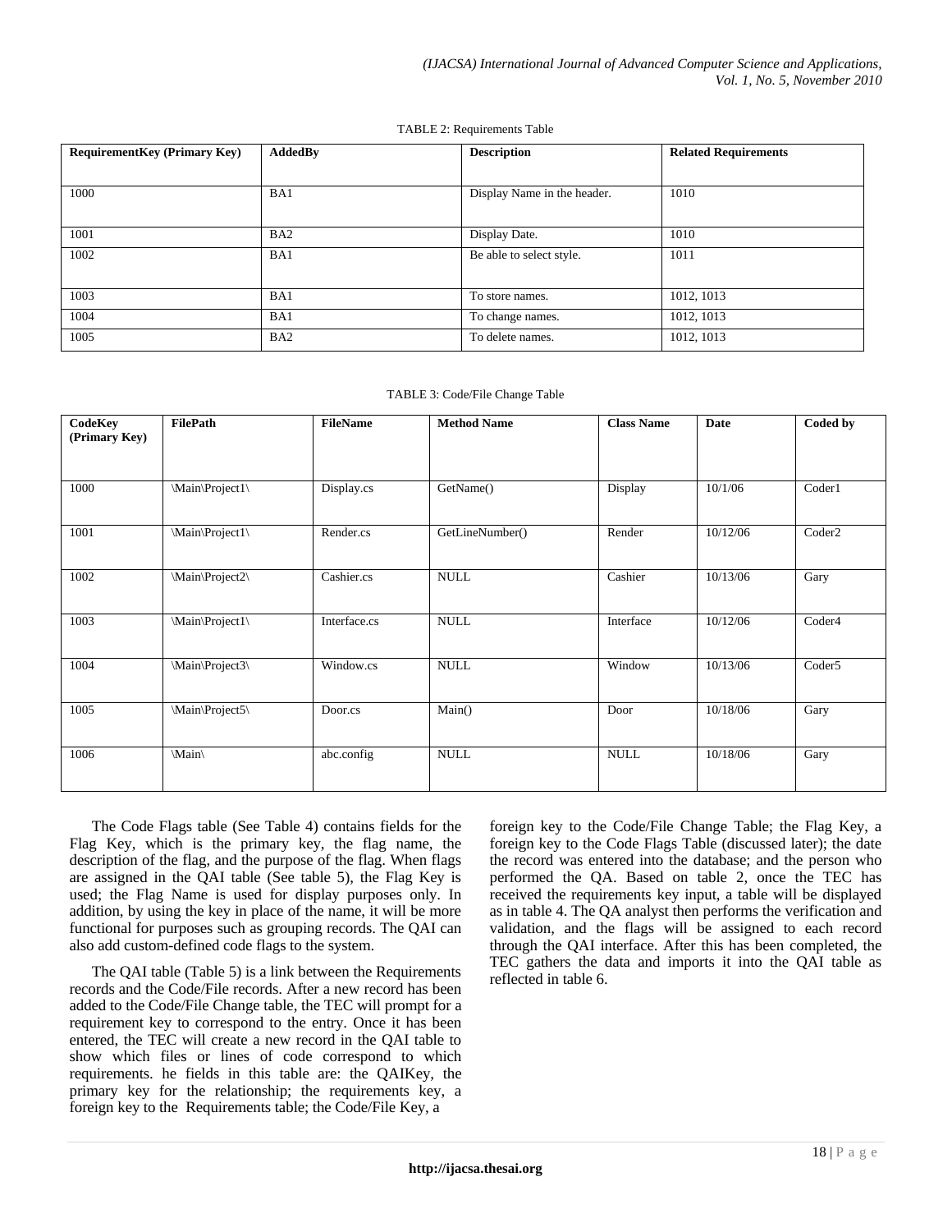TABLE 2: Requirements Table

| RequirementKey (Primary Key) | AddedBy | Description | Related Requirements |
|---|---|---|---|
| 1000 | BA1 | Display Name in the header. | 1010 |
| 1001 | BA2 | Display Date. | 1010 |
| 1002 | BA1 | Be able to select style. | 1011 |
| 1003 | BA1 | To store names. | 1012, 1013 |
| 1004 | BA1 | To change names. | 1012, 1013 |
| 1005 | BA2 | To delete names. | 1012, 1013 |

TABLE 3: Code/File Change Table

| CodeKey (Primary Key) | FilePath | FileName | Method Name | Class Name | Date | Coded by |
|---|---|---|---|---|---|---|
| 1000 | \Main\Project1\ | Display.cs | GetName() | Display | 10/1/06 | Coder1 |
| 1001 | \Main\Project1\ | Render.cs | GetLineNumber() | Render | 10/12/06 | Coder2 |
| 1002 | \Main\Project2\ | Cashier.cs | NULL | Cashier | 10/13/06 | Gary |
| 1003 | \Main\Project1\ | Interface.cs | NULL | Interface | 10/12/06 | Coder4 |
| 1004 | \Main\Project3\ | Window.cs | NULL | Window | 10/13/06 | Coder5 |
| 1005 | \Main\Project5\ | Door.cs | Main() | Door | 10/18/06 | Gary |
| 1006 | \Main\ | abc.config | NULL | NULL | 10/18/06 | Gary |

The Code Flags table (See Table 4) contains fields for the Flag Key, which is the primary key, the flag name, the description of the flag, and the purpose of the flag. When flags are assigned in the QAI table (See table 5), the Flag Key is used; the Flag Name is used for display purposes only. In addition, by using the key in place of the name, it will be more functional for purposes such as grouping records. The QAI can also add custom-defined code flags to the system.

The QAI table (Table 5) is a link between the Requirements records and the Code/File records. After a new record has been added to the Code/File Change table, the TEC will prompt for a requirement key to correspond to the entry. Once it has been entered, the TEC will create a new record in the QAI table to show which files or lines of code correspond to which requirements. he fields in this table are: the QAIKey, the primary key for the relationship; the requirements key, a foreign key to the Requirements table; the Code/File Key, a foreign key to the Code/File Change Table; the Flag Key, a foreign key to the Code Flags Table (discussed later); the date the record was entered into the database; and the person who performed the QA. Based on table 2, once the TEC has received the requirements key input, a table will be displayed as in table 4. The QA analyst then performs the verification and validation, and the flags will be assigned to each record through the QAI interface. After this has been completed, the TEC gathers the data and imports it into the QAI table as reflected in table 6.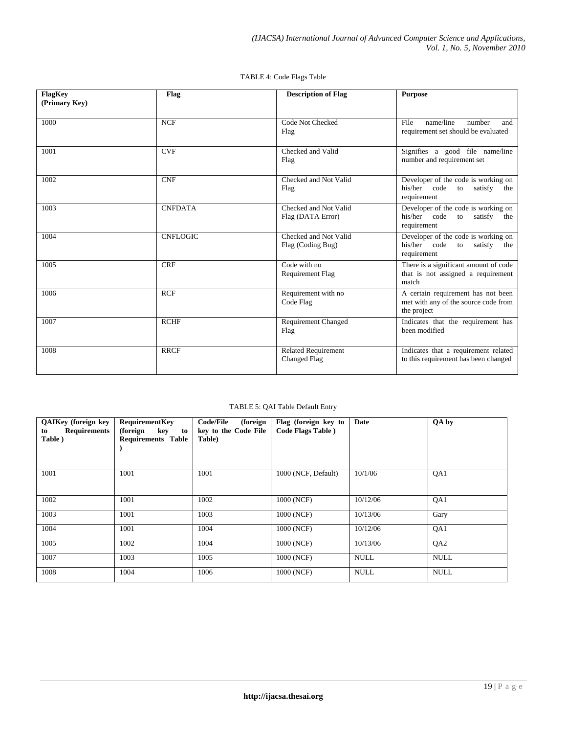TABLE 4: Code Flags Table

| FlagKey (Primary Key) | Flag | Description of Flag | Purpose |
|---|---|---|---|
| 1000 | NCF | Code Not Checked Flag | File name/line number and requirement set should be evaluated |
| 1001 | CVF | Checked and Valid Flag | Signifies a good file name/line number and requirement set |
| 1002 | CNF | Checked and Not Valid Flag | Developer of the code is working on his/her code to satisfy the requirement |
| 1003 | CNFDATA | Checked and Not Valid Flag (DATA Error) | Developer of the code is working on his/her code to satisfy the requirement |
| 1004 | CNFLOGIC | Checked and Not Valid Flag (Coding Bug) | Developer of the code is working on his/her code to satisfy the requirement |
| 1005 | CRF | Code with no Requirement Flag | There is a significant amount of code that is not assigned a requirement match |
| 1006 | RCF | Requirement with no Code Flag | A certain requirement has not been met with any of the source code from the project |
| 1007 | RCHF | Requirement Changed Flag | Indicates that the requirement has been modified |
| 1008 | RRCF | Related Requirement Changed Flag | Indicates that a requirement related to this requirement has been changed |

TABLE 5: QAI Table Default Entry

| QAIKey (foreign key to Requirements Table ) | RequirementKey (foreign key to Requirements Table ) | Code/File (foreign key to the Code File Table) | Flag (foreign key to Code Flags Table ) | Date | QA by |
|---|---|---|---|---|---|
| 1001 | 1001 | 1001 | 1000 (NCF, Default) | 10/1/06 | QA1 |
| 1002 | 1001 | 1002 | 1000 (NCF) | 10/12/06 | QA1 |
| 1003 | 1001 | 1003 | 1000 (NCF) | 10/13/06 | Gary |
| 1004 | 1001 | 1004 | 1000 (NCF) | 10/12/06 | QA1 |
| 1005 | 1002 | 1004 | 1000 (NCF) | 10/13/06 | QA2 |
| 1007 | 1003 | 1005 | 1000 (NCF) | NULL | NULL |
| 1008 | 1004 | 1006 | 1000 (NCF) | NULL | NULL |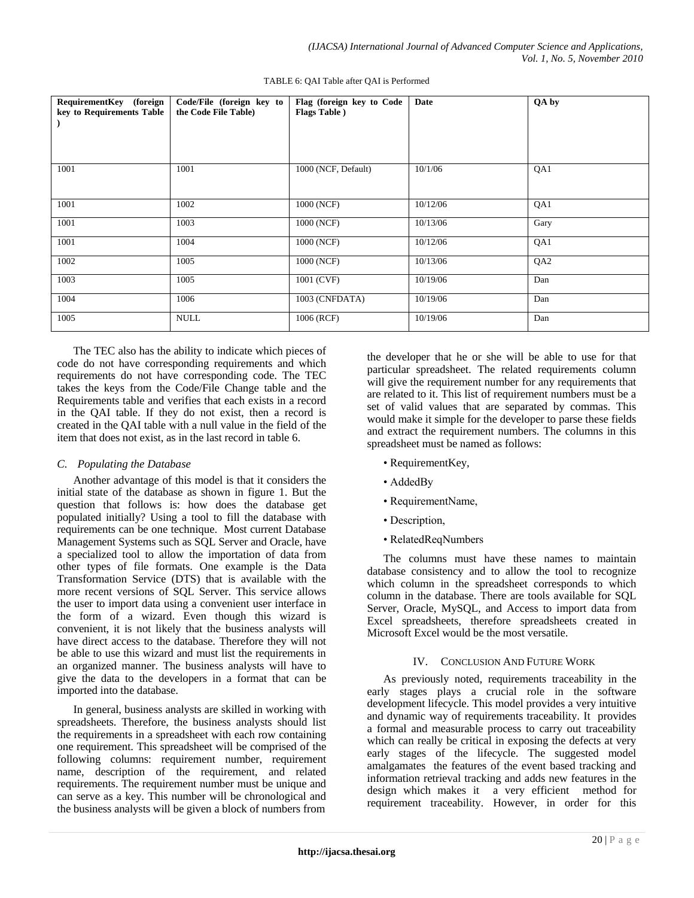TABLE 6: QAI Table after QAI is Performed

| RequirementKey (foreign key to Requirements Table ) | Code/File (foreign key to the Code File Table) | Flag (foreign key to Code Flags Table ) | Date | QA by |
|---|---|---|---|---|
| 1001 | 1001 | 1000 (NCF, Default) | 10/1/06 | QA1 |
| 1001 | 1002 | 1000 (NCF) | 10/12/06 | QA1 |
| 1001 | 1003 | 1000 (NCF) | 10/13/06 | Gary |
| 1001 | 1004 | 1000 (NCF) | 10/12/06 | QA1 |
| 1002 | 1005 | 1000 (NCF) | 10/13/06 | QA2 |
| 1003 | 1005 | 1001 (CVF) | 10/19/06 | Dan |
| 1004 | 1006 | 1003 (CNFDATA) | 10/19/06 | Dan |
| 1005 | NULL | 1006 (RCF) | 10/19/06 | Dan |

The TEC also has the ability to indicate which pieces of code do not have corresponding requirements and which requirements do not have corresponding code. The TEC takes the keys from the Code/File Change table and the Requirements table and verifies that each exists in a record in the QAI table. If they do not exist, then a record is created in the QAI table with a null value in the field of the item that does not exist, as in the last record in table 6.

### C. *Populating the Database*

Another advantage of this model is that it considers the initial state of the database as shown in figure 1. But the question that follows is: how does the database get populated initially? Using a tool to fill the database with requirements can be one technique. Most current Database Management Systems such as SQL Server and Oracle, have a specialized tool to allow the importation of data from other types of file formats. One example is the Data Transformation Service (DTS) that is available with the more recent versions of SQL Server. This service allows the user to import data using a convenient user interface in the form of a wizard. Even though this wizard is convenient, it is not likely that the business analysts will have direct access to the database. Therefore they will not be able to use this wizard and must list the requirements in an organized manner. The business analysts will have to give the data to the developers in a format that can be imported into the database.

In general, business analysts are skilled in working with spreadsheets. Therefore, the business analysts should list the requirements in a spreadsheet with each row containing one requirement. This spreadsheet will be comprised of the following columns: requirement number, requirement name, description of the requirement, and related requirements. The requirement number must be unique and can serve as a key. This number will be chronological and the business analysts will be given a block of numbers from the developer that he or she will be able to use for that particular spreadsheet. The related requirements column will give the requirement number for any requirements that are related to it. This list of requirement numbers must be a set of valid values that are separated by commas. This would make it simple for the developer to parse these fields and extract the requirement numbers. The columns in this spreadsheet must be named as follows:

- RequirementKey,
- AddedBy
- RequirementName,
- Description,
- RelatedReqNumbers

The columns must have these names to maintain database consistency and to allow the tool to recognize which column in the spreadsheet corresponds to which column in the database. There are tools available for SQL Server, Oracle, MySQL, and Access to import data from Excel spreadsheets, therefore spreadsheets created in Microsoft Excel would be the most versatile.

## IV. Conclusion And Future Work

As previously noted, requirements traceability in the early stages plays a crucial role in the software development lifecycle. This model provides a very intuitive and dynamic way of requirements traceability. It provides a formal and measurable process to carry out traceability which can really be critical in exposing the defects at very early stages of the lifecycle. The suggested model amalgamates the features of the event based tracking and information retrieval tracking and adds new features in the design which makes it a very efficient method for requirement traceability. However, in order for this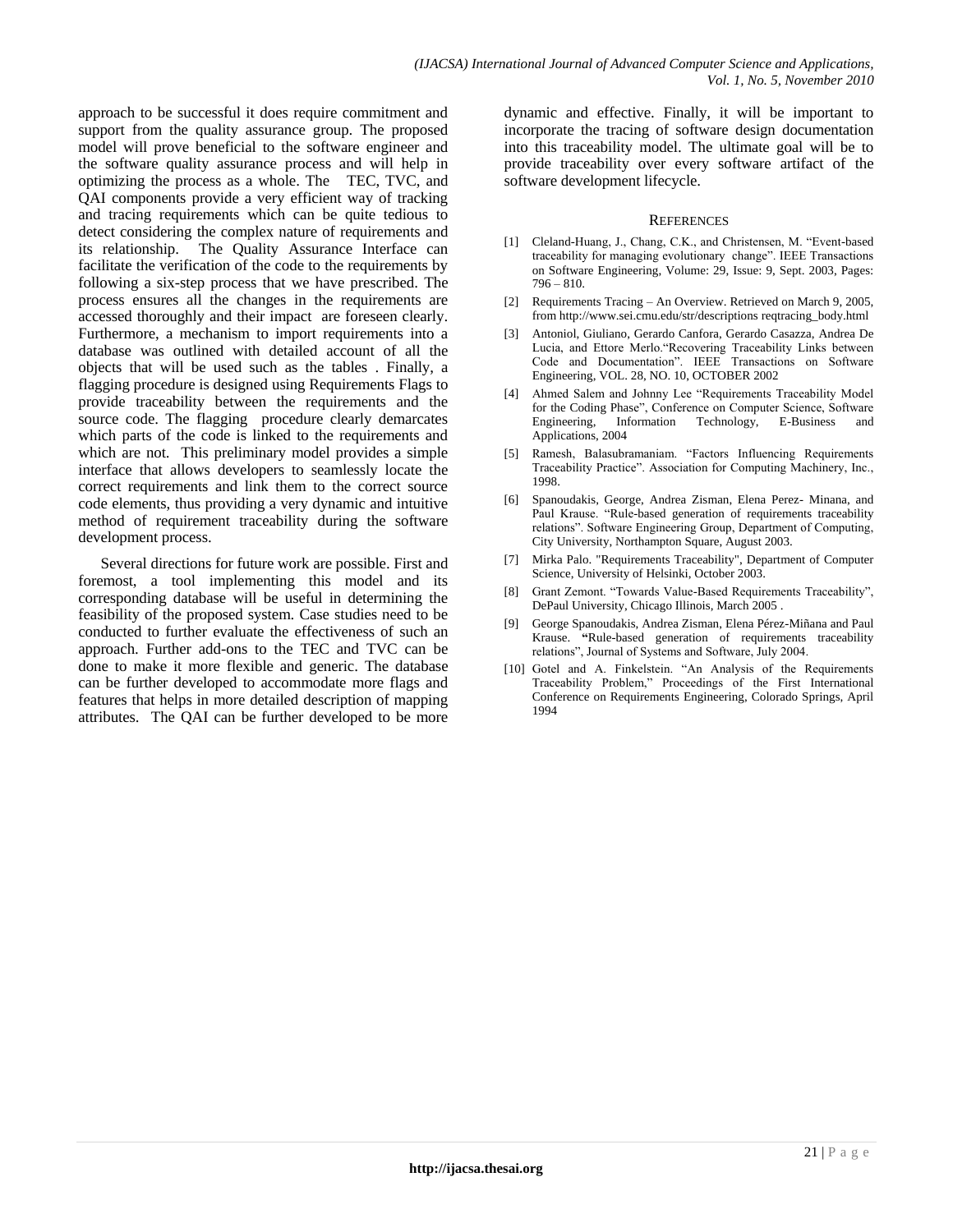approach to be successful it does require commitment and support from the quality assurance group. The proposed model will prove beneficial to the software engineer and the software quality assurance process and will help in optimizing the process as a whole. The TEC, TVC, and QAI components provide a very efficient way of tracking and tracing requirements which can be quite tedious to detect considering the complex nature of requirements and its relationship. The Quality Assurance Interface can facilitate the verification of the code to the requirements by following a six-step process that we have prescribed. The process ensures all the changes in the requirements are accessed thoroughly and their impact are foreseen clearly. Furthermore, a mechanism to import requirements into a database was outlined with detailed account of all the objects that will be used such as the tables . Finally, a flagging procedure is designed using Requirements Flags to provide traceability between the requirements and the source code. The flagging procedure clearly demarcates which parts of the code is linked to the requirements and which are not. This preliminary model provides a simple interface that allows developers to seamlessly locate the correct requirements and link them to the correct source code elements, thus providing a very dynamic and intuitive method of requirement traceability during the software development process.

Several directions for future work are possible. First and foremost, a tool implementing this model and its corresponding database will be useful in determining the feasibility of the proposed system. Case studies need to be conducted to further evaluate the effectiveness of such an approach. Further add-ons to the TEC and TVC can be done to make it more flexible and generic. The database can be further developed to accommodate more flags and features that helps in more detailed description of mapping attributes. The QAI can be further developed to be more dynamic and effective. Finally, it will be important to incorporate the tracing of software design documentation into this traceability model. The ultimate goal will be to provide traceability over every software artifact of the software development lifecycle.

## REFERENCES

[1] Cleland-Huang, J., Chang, C.K., and Christensen, M. "Event-based traceability for managing evolutionary change". IEEE Transactions on Software Engineering, Volume: 29, Issue: 9, Sept. 2003, Pages: 796 – 810.

[2] Requirements Tracing – An Overview. Retrieved on March 9, 2005, from http://www.sei.cmu.edu/str/descriptions reqtracing_body.html

[3] Antoniol, Giuliano, Gerardo Canfora, Gerardo Casazza, Andrea De Lucia, and Ettore Merlo."Recovering Traceability Links between Code and Documentation". IEEE Transactions on Software Engineering, VOL. 28, NO. 10, OCTOBER 2002

[4] Ahmed Salem and Johnny Lee "Requirements Traceability Model for the Coding Phase", Conference on Computer Science, Software Engineering, Information Technology, E-Business and Applications, 2004

[5] Ramesh, Balasubramaniam. "Factors Influencing Requirements Traceability Practice". Association for Computing Machinery, Inc., 1998.

[6] Spanoudakis, George, Andrea Zisman, Elena Perez- Minana, and Paul Krause. "Rule-based generation of requirements traceability relations". Software Engineering Group, Department of Computing, City University, Northampton Square, August 2003.

[7] Mirka Palo. "Requirements Traceability", Department of Computer Science, University of Helsinki, October 2003.

[8] Grant Zemont. "Towards Value-Based Requirements Traceability", DePaul University, Chicago Illinois, March 2005 .

[9] George Spanoudakis, Andrea Zisman, Elena Pérez-Miñana and Paul Krause. **"**Rule-based generation of requirements traceability relations", Journal of Systems and Software, July 2004.

[10] Gotel and A. Finkelstein. "An Analysis of the Requirements Traceability Problem," Proceedings of the First International Conference on Requirements Engineering, Colorado Springs, April 1994